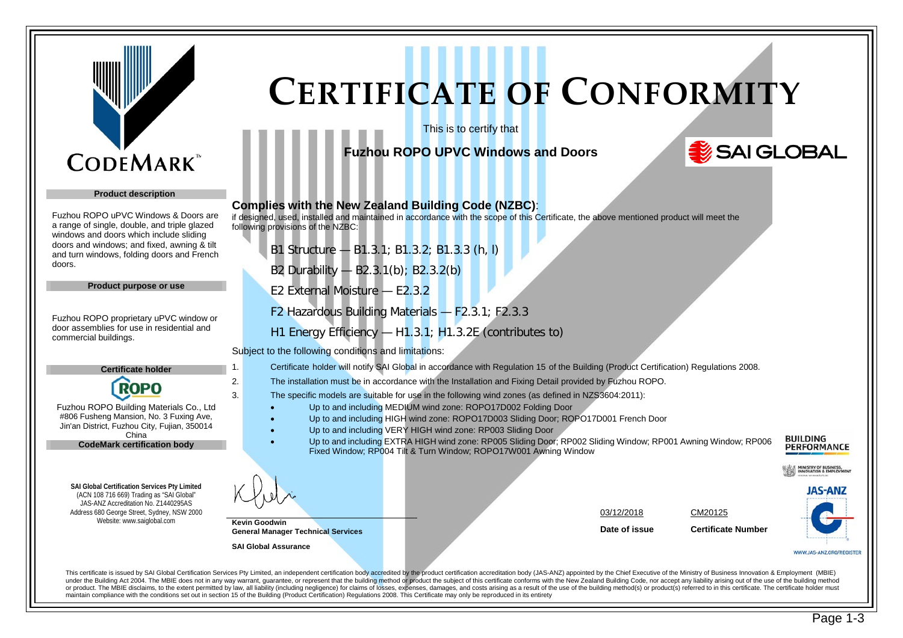CODEMARK™

# CERTIFICATE OF CONFORMITY

This is to certify that

**Fuzhou ROPO UPVC Windows and Doors**

SAI GLOBAL

**Product description**

Fuzhou ROPO uPVC Windows & Doors are a range of single, double, and triple glazed windows and doors which include sliding doors and windows; and fixed, awning & tilt and turn windows, folding doors and French doors.

**Product purpose or use**

Fuzhou ROPO proprietary uPVC window or door assemblies for use in residential and commercial buildings.

**Certificate holder**

ROPO

Fuzhou ROPO Building Materials Co., Ltd
#806 Fusheng Mansion, No. 3 Fuxing Ave,
Jin'an District, Fuzhou City, Fujian, 350014
China

**CodeMark certification body**

**SAI Global Certification Services Pty Limited**
(ACN 108 716 669) Trading as "SAI Global"
JAS-ANZ Accreditation No. Z1440295AS
Address 680 George Street, Sydney, NSW 2000
Website: www.saiglobal.com

## Complies with the New Zealand Building Code (NZBC):

if designed, used, installed and maintained in accordance with the scope of this Certificate, the above mentioned product will meet the following provisions of the NZBC:

B1 Structure — B1.3.1; B1.3.2; B1.3.3 (h, l)

B2 Durability — B2.3.1(b); B2.3.2(b)

E2 External Moisture — E2.3.2

F2 Hazardous Building Materials — F2.3.1; F2.3.3

H1 Energy Efficiency — H1.3.1; H1.3.2E (contributes to)

Subject to the following conditions and limitations:

1. Certificate holder will notify SAI Global in accordance with Regulation 15 of the Building (Product Certification) Regulations 2008.
2. The installation must be in accordance with the Installation and Fixing Detail provided by Fuzhou ROPO.
3. The specific models are suitable for use in the following wind zones (as defined in NZS3604:2011):
   - Up to and including MEDIUM wind zone: ROPO17D002 Folding Door
   - Up to and including HIGH wind zone: ROPO17D003 Sliding Door; ROPO17D001 French Door
   - Up to and including VERY HIGH wind zone: RP003 Sliding Door
   - Up to and including EXTRA HIGH wind zone: RP005 Sliding Door; RP002 Sliding Window; RP001 Awning Window; RP006 Fixed Window; RP004 Tilt & Turn Window; ROPO17W001 Awning Window

BUILDING PERFORMANCE

MINISTRY OF BUSINESS, INNOVATION & EMPLOYMENT

JAS-ANZ

WWW.JAS-ANZ.ORG/REGISTER

**Kevin Goodwin**
**General Manager Technical Services**

**SAI Global Assurance**

03/12/2018 — **Date of issue**

CM20125 — **Certificate Number**

This certificate is issued by SAI Global Certification Services Pty Limited, an independent certification body accredited by the product certification accreditation body (JAS-ANZ) appointed by the Chief Executive of the Ministry of Business Innovation & Employment (MBIE) under the Building Act 2004. The MBIE does not in any way warrant, guarantee, or represent that the building method or product the subject of this certificate conforms with the New Zealand Building Code, nor accept any liability arising out of the use of the building method or product. The MBIE disclaims, to the extent permitted by law, all liability (including negligence) for claims of losses, expenses, damages, and costs arising as a result of the use of the building method(s) or product(s) referred to in this certificate. The certificate holder must maintain compliance with the conditions set out in section 15 of the Building (Product Certification) Regulations 2008. This Certificate may only be reproduced in its entirety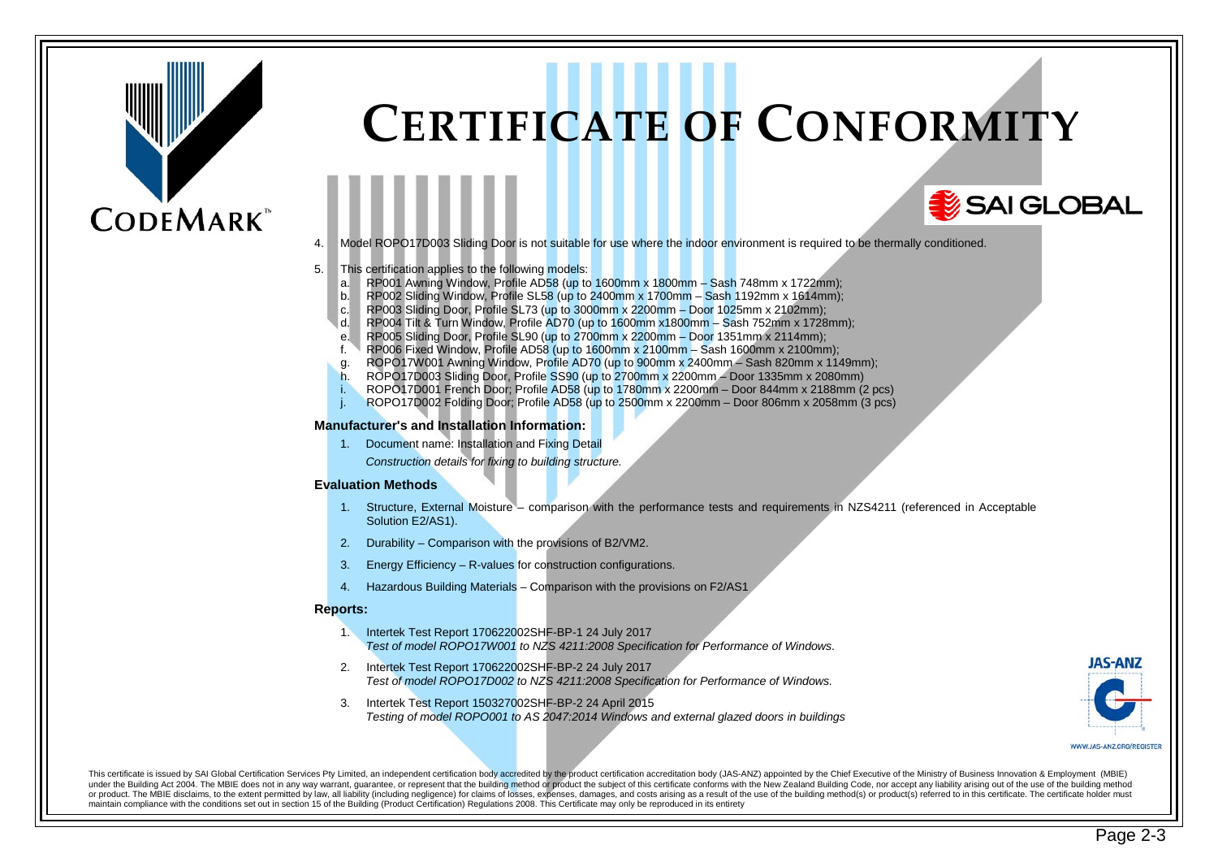# CERTIFICATE OF CONFORMITY

4. Model ROPO17D003 Sliding Door is not suitable for use where the indoor environment is required to be thermally conditioned.

5. This certification applies to the following models:
   a. RP001 Awning Window, Profile AD58 (up to 1600mm x 1800mm – Sash 748mm x 1722mm);
   b. RP002 Sliding Window, Profile SL58 (up to 2400mm x 1700mm – Sash 1192mm x 1614mm);
   c. RP003 Sliding Door, Profile SL73 (up to 3000mm x 2200mm – Door 1025mm x 2102mm);
   d. RP004 Tilt & Turn Window, Profile AD70 (up to 1600mm x1800mm – Sash 752mm x 1728mm);
   e. RP005 Sliding Door, Profile SL90 (up to 2700mm x 2200mm – Door 1351mm x 2114mm);
   f. RP006 Fixed Window, Profile AD58 (up to 1600mm x 2100mm – Sash 1600mm x 2100mm);
   g. ROPO17W001 Awning Window, Profile AD70 (up to 900mm x 2400mm – Sash 820mm x 1149mm);
   h. ROPO17D003 Sliding Door, Profile SS90 (up to 2700mm x 2200mm – Door 1335mm x 2080mm)
   i. ROPO17D001 French Door; Profile AD58 (up to 1780mm x 2200mm – Door 844mm x 2188mm (2 pcs)
   j. ROPO17D002 Folding Door; Profile AD58 (up to 2500mm x 2200mm – Door 806mm x 2058mm (3 pcs)

**Manufacturer's and Installation Information:**

1. Document name: Installation and Fixing Detail
   *Construction details for fixing to building structure.*

**Evaluation Methods**

1. Structure, External Moisture – comparison with the performance tests and requirements in NZS4211 (referenced in Acceptable Solution E2/AS1).
2. Durability – Comparison with the provisions of B2/VM2.
3. Energy Efficiency – R-values for construction configurations.
4. Hazardous Building Materials – Comparison with the provisions on F2/AS1

**Reports:**

1. Intertek Test Report 170622002SHF-BP-1 24 July 2017
   *Test of model ROPO17W001 to NZS 4211:2008 Specification for Performance of Windows.*
2. Intertek Test Report 170622002SHF-BP-2 24 July 2017
   *Test of model ROPO17D002 to NZS 4211:2008 Specification for Performance of Windows.*
3. Intertek Test Report 150327002SHF-BP-2 24 April 2015
   *Testing of model ROPO001 to AS 2047:2014 Windows and external glazed doors in buildings*

This certificate is issued by SAI Global Certification Services Pty Limited, an independent certification body accredited by the product certification accreditation body (JAS-ANZ) appointed by the Chief Executive of the Ministry of Business Innovation & Employment (MBIE) under the Building Act 2004. The MBIE does not in any way warrant, guarantee, or represent that the building method or product the subject of this certificate conforms with the New Zealand Building Code, nor accept any liability arising out of the use of the building method or product. The MBIE disclaims, to the extent permitted by law, all liability (including negligence) for claims of losses, expenses, damages, and costs arising as a result of the use of the building method(s) or product(s) referred to in this certificate. The certificate holder must maintain compliance with the conditions set out in section 15 of the Building (Product Certification) Regulations 2008. This Certificate may only be reproduced in its entirety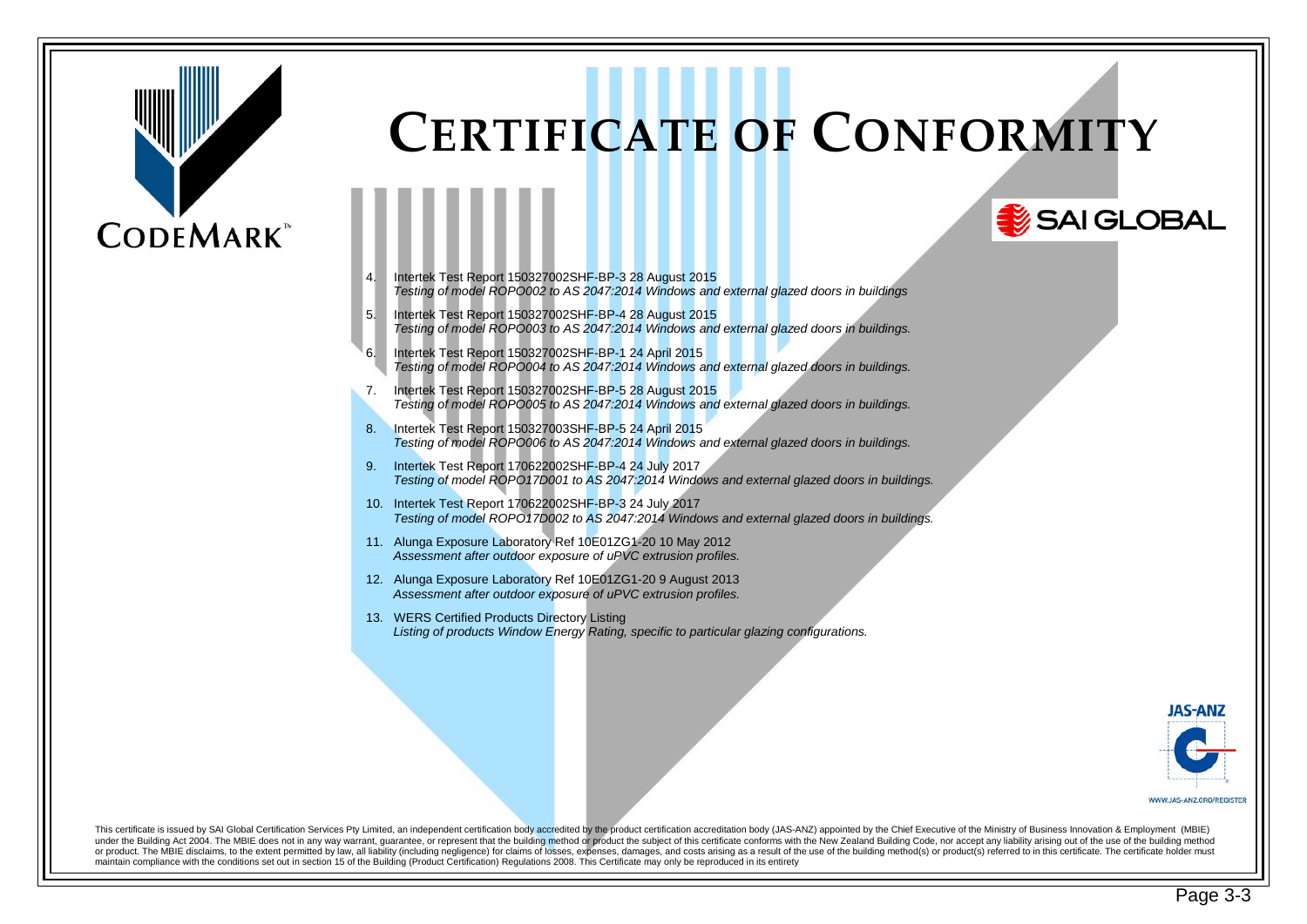# CERTIFICATE OF CONFORMITY

4. Intertek Test Report 150327002SHF-BP-3 28 August 2015
   *Testing of model ROPO002 to AS 2047:2014 Windows and external glazed doors in buildings*
5. Intertek Test Report 150327002SHF-BP-4 28 August 2015
   *Testing of model ROPO003 to AS 2047:2014 Windows and external glazed doors in buildings.*
6. Intertek Test Report 150327002SHF-BP-1 24 April 2015
   *Testing of model ROPO004 to AS 2047:2014 Windows and external glazed doors in buildings.*
7. Intertek Test Report 150327002SHF-BP-5 28 August 2015
   *Testing of model ROPO005 to AS 2047:2014 Windows and external glazed doors in buildings.*
8. Intertek Test Report 150327003SHF-BP-5 24 April 2015
   *Testing of model ROPO006 to AS 2047:2014 Windows and external glazed doors in buildings.*
9. Intertek Test Report 170622002SHF-BP-4 24 July 2017
   *Testing of model ROPO17D001 to AS 2047:2014 Windows and external glazed doors in buildings.*
10. Intertek Test Report 170622002SHF-BP-3 24 July 2017
    *Testing of model ROPO17D002 to AS 2047:2014 Windows and external glazed doors in buildings.*
11. Alunga Exposure Laboratory Ref 10E01ZG1-20 10 May 2012
    *Assessment after outdoor exposure of uPVC extrusion profiles.*
12. Alunga Exposure Laboratory Ref 10E01ZG1-20 9 August 2013
    *Assessment after outdoor exposure of uPVC extrusion profiles.*
13. WERS Certified Products Directory Listing
    *Listing of products Window Energy Rating, specific to particular glazing configurations.*

This certificate is issued by SAI Global Certification Services Pty Limited, an independent certification body accredited by the product certification accreditation body (JAS-ANZ) appointed by the Chief Executive of the Ministry of Business Innovation & Employment (MBIE) under the Building Act 2004. The MBIE does not in any way warrant, guarantee, or represent that the building method or product the subject of this certificate conforms with the New Zealand Building Code, nor accept any liability arising out of the use of the building method or product. The MBIE disclaims, to the extent permitted by law, all liability (including negligence) for claims of losses, expenses, damages, and costs arising as a result of the use of the building method(s) or product(s) referred to in this certificate. The certificate holder must maintain compliance with the conditions set out in section 15 of the Building (Product Certification) Regulations 2008. This Certificate may only be reproduced in its entirety